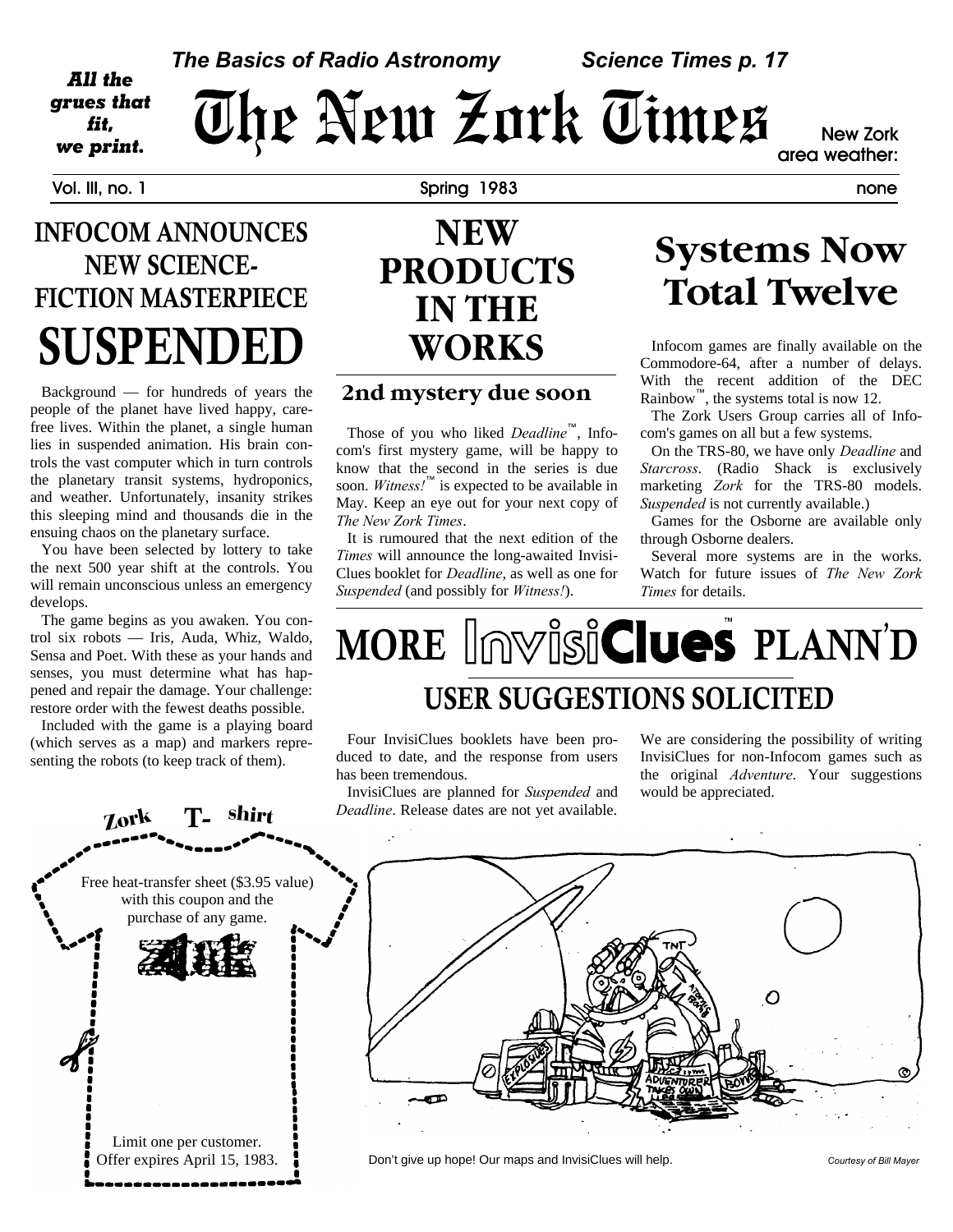*The Basics of Radio Astronomy* — *Science Times p. 17*

***All the grues that fit, we print.***

# The New Zork Times

New Zork area weather: none

Vol. III, no. 1 — Spring 1983

## INFOCOM ANNOUNCES NEW SCIENCE-FICTION MASTERPIECE SUSPENDED

Background — for hundreds of years the people of the planet have lived happy, carefree lives. Within the planet, a single human lies in suspended animation. His brain controls the vast computer which in turn controls the planetary transit systems, hydroponics, and weather. Unfortunately, insanity strikes this sleeping mind and thousands die in the ensuing chaos on the planetary surface.

You have been selected by lottery to take the next 500 year shift at the controls. You will remain unconscious unless an emergency develops.

The game begins as you awaken. You control six robots — Iris, Auda, Whiz, Waldo, Sensa and Poet. With these as your hands and senses, you must determine what has happened and repair the damage. Your challenge: restore order with the fewest deaths possible.

Included with the game is a playing board (which serves as a map) and markers representing the robots (to keep track of them).

## NEW PRODUCTS IN THE WORKS

### 2nd mystery due soon

Those of you who liked *Deadline*™, Infocom's first mystery game, will be happy to know that the second in the series is due soon. *Witness!*™ is expected to be available in May. Keep an eye out for your next copy of *The New Zork Times*.

It is rumoured that the next edition of the *Times* will announce the long-awaited InvisiClues booklet for *Deadline*, as well as one for *Suspended* (and possibly for *Witness!*).

## Systems Now Total Twelve

Infocom games are finally available on the Commodore-64, after a number of delays. With the recent addition of the DEC Rainbow™, the systems total is now 12.

The Zork Users Group carries all of Infocom's games on all but a few systems.

On the TRS-80, we have only *Deadline* and *Starcross*. (Radio Shack is exclusively marketing *Zork* for the TRS-80 models. *Suspended* is not currently available.)

Games for the Osborne are available only through Osborne dealers.

Several more systems are in the works. Watch for future issues of *The New Zork Times* for details.

## MORE InvisiClues™ PLANN'D

### USER SUGGESTIONS SOLICITED

Four InvisiClues booklets have been produced to date, and the response from users has been tremendous.

InvisiClues are planned for *Suspended* and *Deadline*. Release dates are not yet available.

We are considering the possibility of writing InvisiClues for non-Infocom games such as the original *Adventure*. Your suggestions would be appreciated.

**Zork T-shirt**

Free heat-transfer sheet ($3.95 value) with this coupon and the purchase of any game.

Limit one per customer.
Offer expires April 15, 1983.

Don't give up hope! Our maps and InvisiClues will help.

*Courtesy of Bill Mayer*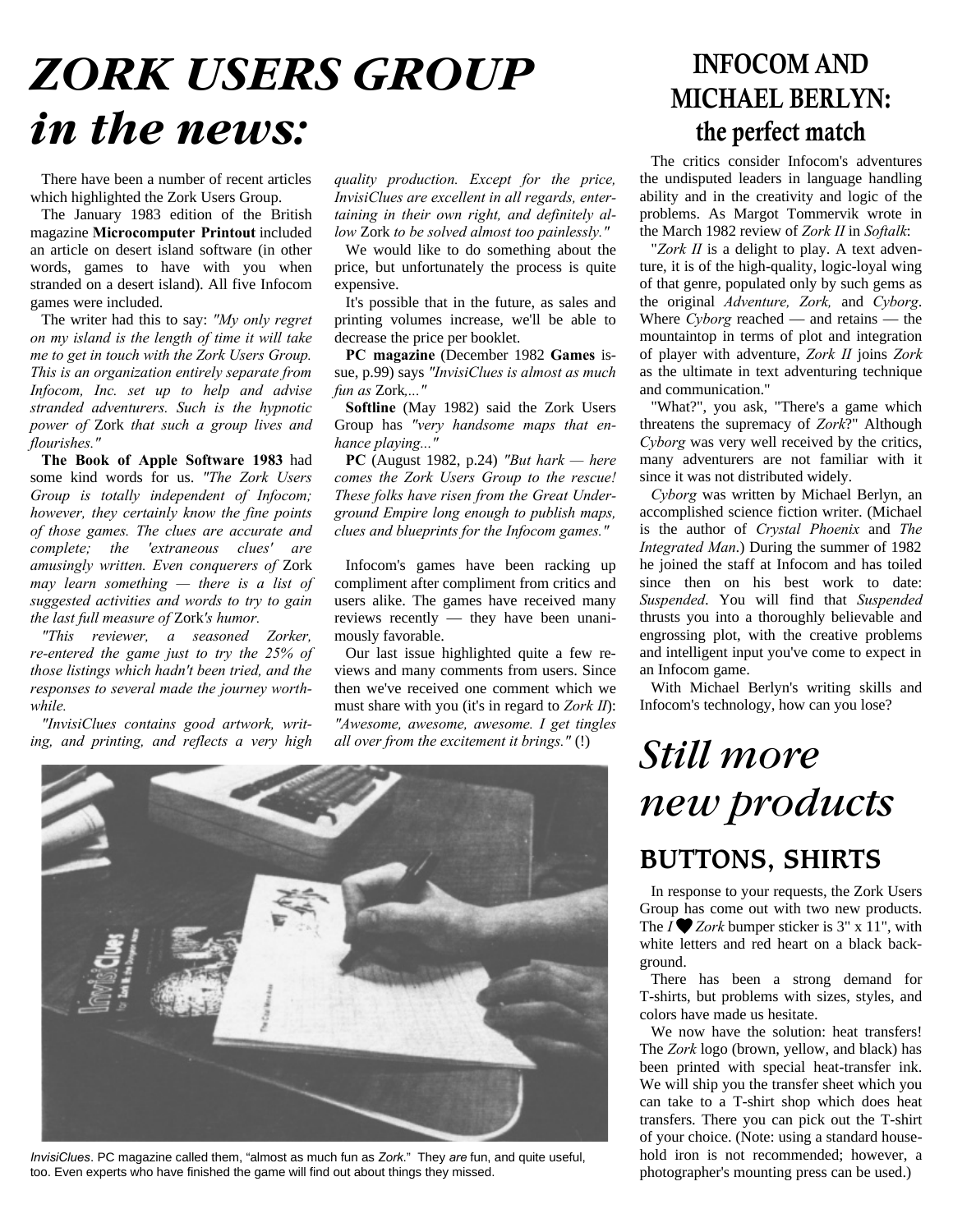# *ZORK USERS GROUP in the news:*

There have been a number of recent articles which highlighted the Zork Users Group.

The January 1983 edition of the British magazine **Microcomputer Printout** included an article on desert island software (in other words, games to have with you when stranded on a desert island). All five Infocom games were included.

The writer had this to say: *"My only regret on my island is the length of time it will take me to get in touch with the Zork Users Group. This is an organization entirely separate from Infocom, Inc. set up to help and advise stranded adventurers. Such is the hypnotic power of* Zork *that such a group lives and flourishes."*

**The Book of Apple Software 1983** had some kind words for us. *"The Zork Users Group is totally independent of Infocom; however, they certainly know the fine points of those games. The clues are accurate and complete; the 'extraneous clues' are amusingly written. Even conquerers of* Zork *may learn something — there is a list of suggested activities and words to try to gain the last full measure of* Zork*'s humor.*

*"This reviewer, a seasoned Zorker, re-entered the game just to try the 25% of those listings which hadn't been tried, and the responses to several made the journey worthwhile.*

*"InvisiClues contains good artwork, writing, and printing, and reflects a very high quality production. Except for the price, InvisiClues are excellent in all regards, entertaining in their own right, and definitely allow* Zork *to be solved almost too painlessly."*

We would like to do something about the price, but unfortunately the process is quite expensive.

It's possible that in the future, as sales and printing volumes increase, we'll be able to decrease the price per booklet.

**PC magazine** (December 1982 **Games** issue, p.99) says *"InvisiClues is almost as much fun as* Zork*,..."*

**Softline** (May 1982) said the Zork Users Group has *"very handsome maps that enhance playing..."*

**PC** (August 1982, p.24) *"But hark — here comes the Zork Users Group to the rescue! These folks have risen from the Great Underground Empire long enough to publish maps, clues and blueprints for the Infocom games."*

Infocom's games have been racking up compliment after compliment from critics and users alike. The games have received many reviews recently — they have been unanimously favorable.

Our last issue highlighted quite a few reviews and many comments from users. Since then we've received one comment which we must share with you (it's in regard to *Zork II*): *"Awesome, awesome, awesome. I get tingles all over from the excitement it brings."* (!)

*InvisiClues*. PC magazine called them, "almost as much fun as *Zork*." They *are* fun, and quite useful, too. Even experts who have finished the game will find out about things they missed.

## INFOCOM AND MICHAEL BERLYN: the perfect match

The critics consider Infocom's adventures the undisputed leaders in language handling ability and in the creativity and logic of the problems. As Margot Tommervik wrote in the March 1982 review of *Zork II* in *Softalk*:

"*Zork II* is a delight to play. A text adventure, it is of the high-quality, logic-loyal wing of that genre, populated only by such gems as the original *Adventure, Zork,* and *Cyborg*. Where *Cyborg* reached — and retains — the mountaintop in terms of plot and integration of player with adventure, *Zork II* joins *Zork* as the ultimate in text adventuring technique and communication."

"What?", you ask, "There's a game which threatens the supremacy of *Zork*?" Although *Cyborg* was very well received by the critics, many adventurers are not familiar with it since it was not distributed widely.

*Cyborg* was written by Michael Berlyn, an accomplished science fiction writer. (Michael is the author of *Crystal Phoenix* and *The Integrated Man*.) During the summer of 1982 he joined the staff at Infocom and has toiled since then on his best work to date: *Suspended*. You will find that *Suspended* thrusts you into a thoroughly believable and engrossing plot, with the creative problems and intelligent input you've come to expect in an Infocom game.

With Michael Berlyn's writing skills and Infocom's technology, how can you lose?

# *Still more new products*

## BUTTONS, SHIRTS

In response to your requests, the Zork Users Group has come out with two new products. The *I ♥ Zork* bumper sticker is 3" x 11", with white letters and red heart on a black background.

There has been a strong demand for T-shirts, but problems with sizes, styles, and colors have made us hesitate.

We now have the solution: heat transfers! The *Zork* logo (brown, yellow, and black) has been printed with special heat-transfer ink. We will ship you the transfer sheet which you can take to a T-shirt shop which does heat transfers. There you can pick out the T-shirt of your choice. (Note: using a standard household iron is not recommended; however, a photographer's mounting press can be used.)